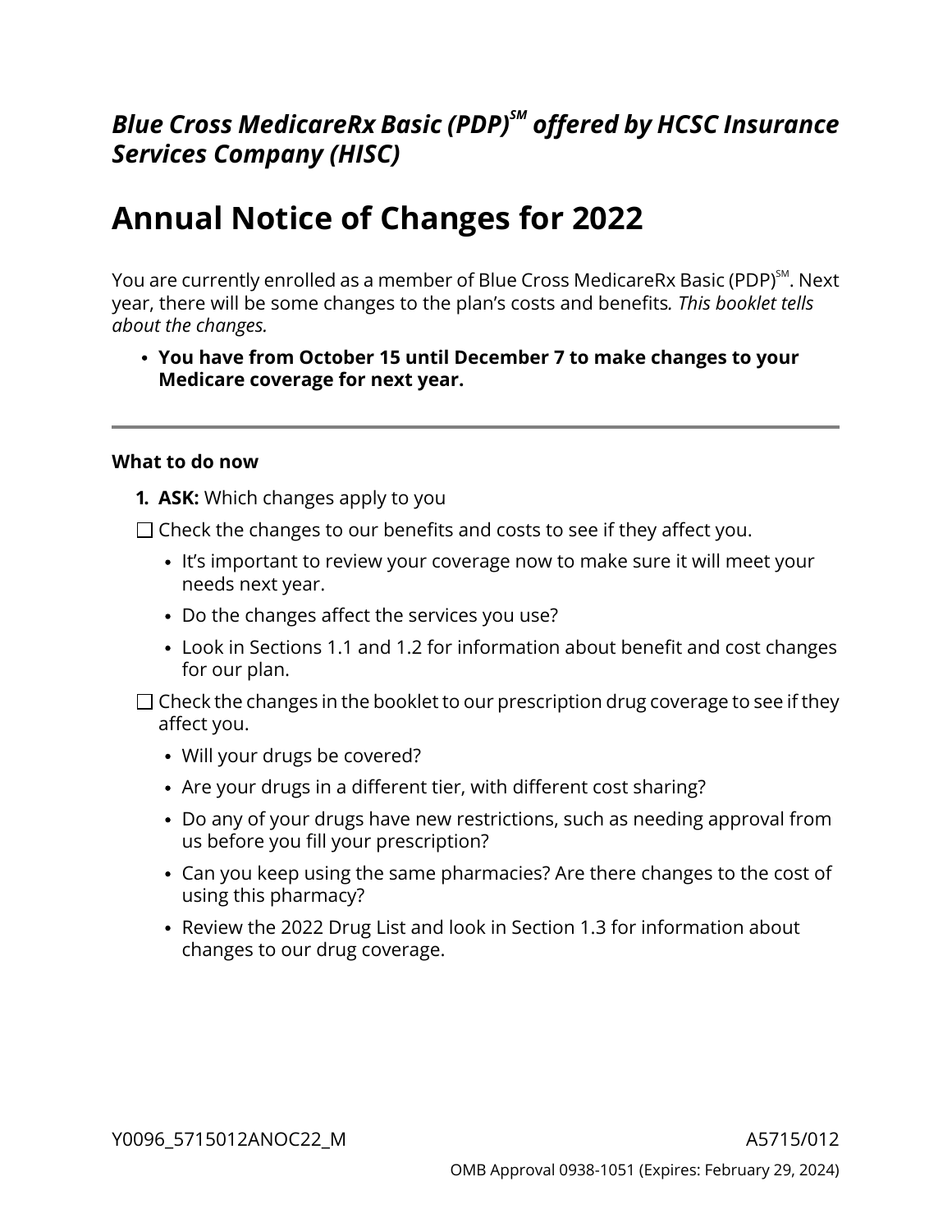*Blue Cross MedicareRx Basic (PDP)[SM] offered by HCSC Insurance Services Company (HISC)*

# Annual Notice of Changes for 2022

You are currently enrolled as a member of Blue Cross MedicareRx Basic (PDP)[SM]. Next year, there will be some changes to the plan's costs and benefits. *This booklet tells about the changes.*

- **You have from October 15 until December 7 to make changes to your Medicare coverage for next year.**

---

**What to do now**

1. **ASK:** Which changes apply to you

☐ Check the changes to our benefits and costs to see if they affect you.

- It's important to review your coverage now to make sure it will meet your needs next year.
- Do the changes affect the services you use?
- Look in Sections 1.1 and 1.2 for information about benefit and cost changes for our plan.

☐ Check the changes in the booklet to our prescription drug coverage to see if they affect you.

- Will your drugs be covered?
- Are your drugs in a different tier, with different cost sharing?
- Do any of your drugs have new restrictions, such as needing approval from us before you fill your prescription?
- Can you keep using the same pharmacies? Are there changes to the cost of using this pharmacy?
- Review the 2022 Drug List and look in Section 1.3 for information about changes to our drug coverage.

Y0096_5715012ANOC22_M A5715/012

OMB Approval 0938-1051 (Expires: February 29, 2024)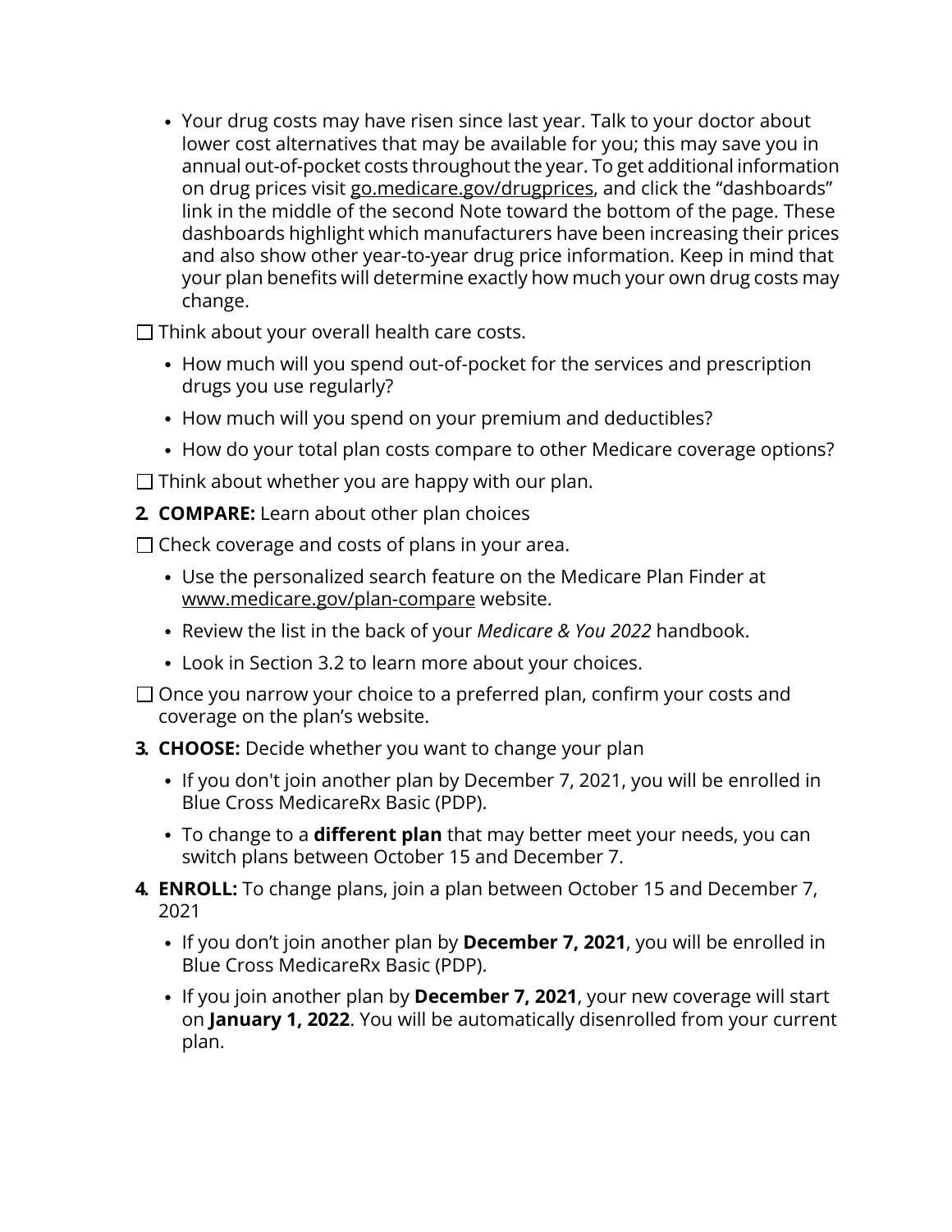- Your drug costs may have risen since last year. Talk to your doctor about lower cost alternatives that may be available for you; this may save you in annual out-of-pocket costs throughout the year. To get additional information on drug prices visit go.medicare.gov/drugprices, and click the "dashboards" link in the middle of the second Note toward the bottom of the page. These dashboards highlight which manufacturers have been increasing their prices and also show other year-to-year drug price information. Keep in mind that your plan benefits will determine exactly how much your own drug costs may change.

☐ Think about your overall health care costs.

- How much will you spend out-of-pocket for the services and prescription drugs you use regularly?
- How much will you spend on your premium and deductibles?
- How do your total plan costs compare to other Medicare coverage options?

☐ Think about whether you are happy with our plan.

**2. COMPARE:** Learn about other plan choices

☐ Check coverage and costs of plans in your area.

- Use the personalized search feature on the Medicare Plan Finder at www.medicare.gov/plan-compare website.
- Review the list in the back of your *Medicare & You 2022* handbook.
- Look in Section 3.2 to learn more about your choices.

☐ Once you narrow your choice to a preferred plan, confirm your costs and coverage on the plan's website.

**3. CHOOSE:** Decide whether you want to change your plan

- If you don't join another plan by December 7, 2021, you will be enrolled in Blue Cross MedicareRx Basic (PDP).
- To change to a **different plan** that may better meet your needs, you can switch plans between October 15 and December 7.

**4. ENROLL:** To change plans, join a plan between October 15 and December 7, 2021

- If you don't join another plan by **December 7, 2021**, you will be enrolled in Blue Cross MedicareRx Basic (PDP).
- If you join another plan by **December 7, 2021**, your new coverage will start on **January 1, 2022**. You will be automatically disenrolled from your current plan.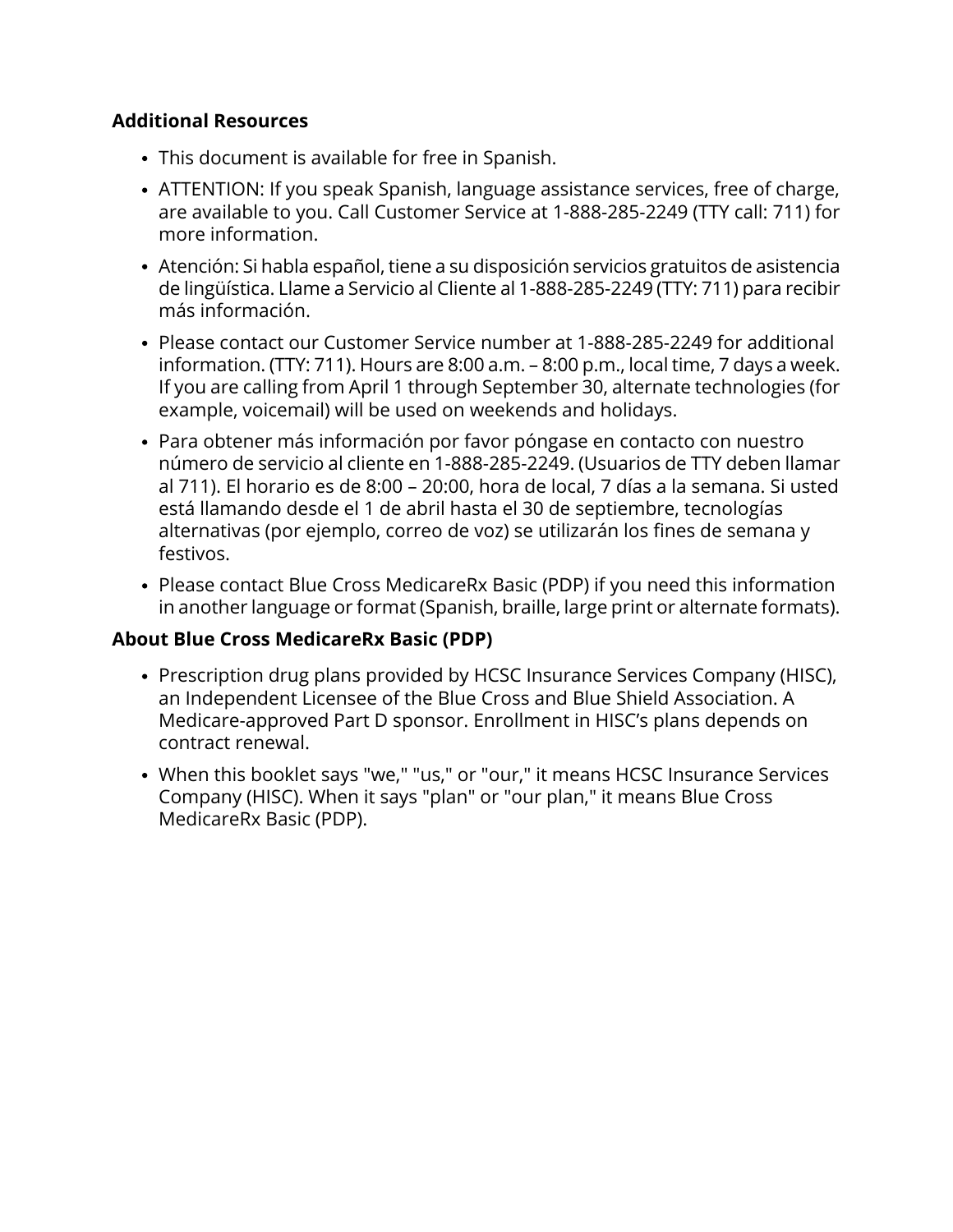**Additional Resources**

- This document is available for free in Spanish.
- ATTENTION: If you speak Spanish, language assistance services, free of charge, are available to you. Call Customer Service at 1-888-285-2249 (TTY call: 711) for more information.
- Atención: Si habla español, tiene a su disposición servicios gratuitos de asistencia de lingüística. Llame a Servicio al Cliente al 1-888-285-2249 (TTY: 711) para recibir más información.
- Please contact our Customer Service number at 1-888-285-2249 for additional information. (TTY: 711). Hours are 8:00 a.m. – 8:00 p.m., local time, 7 days a week. If you are calling from April 1 through September 30, alternate technologies (for example, voicemail) will be used on weekends and holidays.
- Para obtener más información por favor póngase en contacto con nuestro número de servicio al cliente en 1-888-285-2249. (Usuarios de TTY deben llamar al 711). El horario es de 8:00 – 20:00, hora de local, 7 días a la semana. Si usted está llamando desde el 1 de abril hasta el 30 de septiembre, tecnologías alternativas (por ejemplo, correo de voz) se utilizarán los fines de semana y festivos.
- Please contact Blue Cross MedicareRx Basic (PDP) if you need this information in another language or format (Spanish, braille, large print or alternate formats).

**About Blue Cross MedicareRx Basic (PDP)**

- Prescription drug plans provided by HCSC Insurance Services Company (HISC), an Independent Licensee of the Blue Cross and Blue Shield Association. A Medicare-approved Part D sponsor. Enrollment in HISC's plans depends on contract renewal.
- When this booklet says "we," "us," or "our," it means HCSC Insurance Services Company (HISC). When it says "plan" or "our plan," it means Blue Cross MedicareRx Basic (PDP).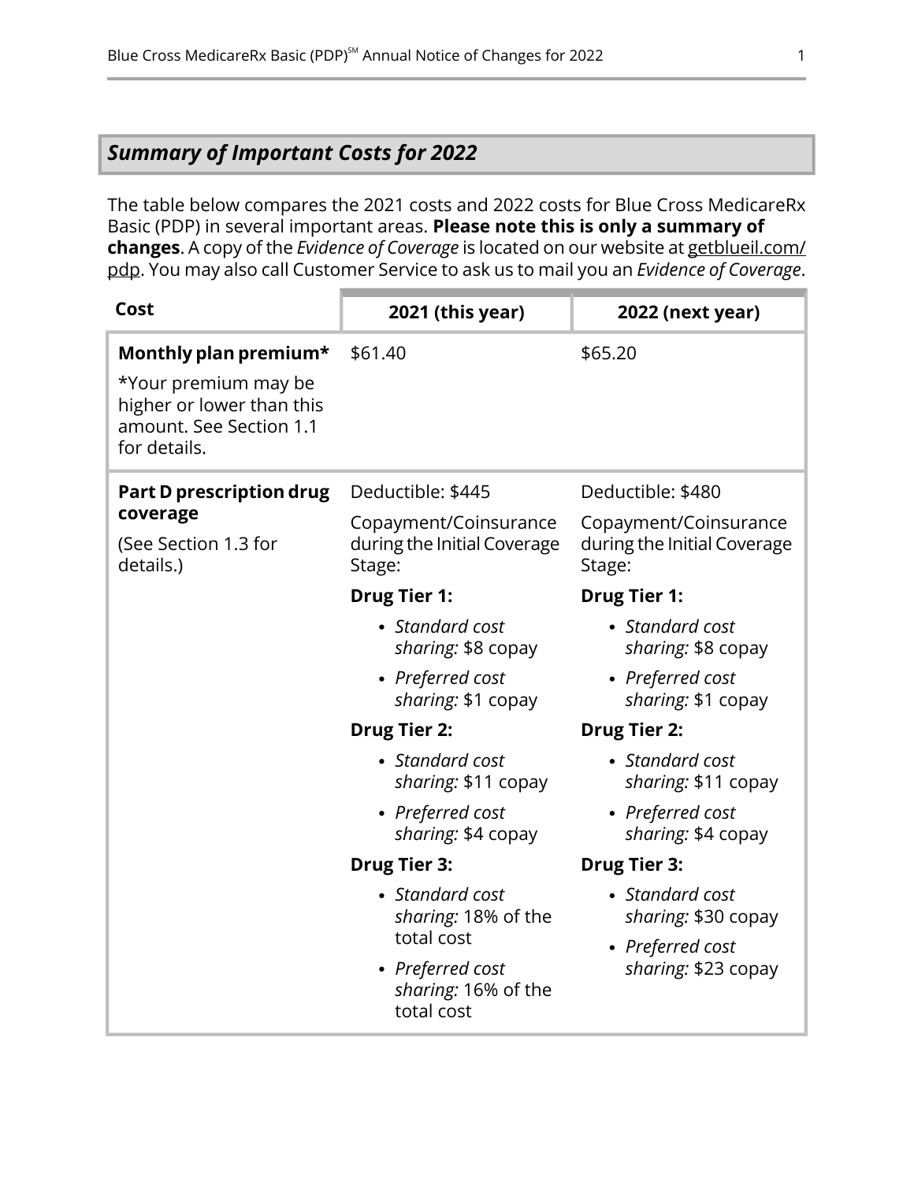## *Summary of Important Costs for 2022*

The table below compares the 2021 costs and 2022 costs for Blue Cross MedicareRx Basic (PDP) in several important areas. **Please note this is only a summary of changes**. A copy of the *Evidence of Coverage* is located on our website at getblueil.com/pdp. You may also call Customer Service to ask us to mail you an *Evidence of Coverage*.

| Cost | 2021 (this year) | 2022 (next year) |
|---|---|---|
| **Monthly plan premium***<br><br>*Your premium may be higher or lower than this amount. See Section 1.1 for details. | $61.40 | $65.20 |
| **Part D prescription drug coverage**<br><br>(See Section 1.3 for details.) | Deductible: $445<br><br>Copayment/Coinsurance during the Initial Coverage Stage:<br><br>**Drug Tier 1:**<br>• *Standard cost sharing:* $8 copay<br>• *Preferred cost sharing:* $1 copay<br><br>**Drug Tier 2:**<br>• *Standard cost sharing:* $11 copay<br>• *Preferred cost sharing:* $4 copay<br><br>**Drug Tier 3:**<br>• *Standard cost sharing:* 18% of the total cost<br>• *Preferred cost sharing:* 16% of the total cost | Deductible: $480<br><br>Copayment/Coinsurance during the Initial Coverage Stage:<br><br>**Drug Tier 1:**<br>• *Standard cost sharing:* $8 copay<br>• *Preferred cost sharing:* $1 copay<br><br>**Drug Tier 2:**<br>• *Standard cost sharing:* $11 copay<br>• *Preferred cost sharing:* $4 copay<br><br>**Drug Tier 3:**<br>• *Standard cost sharing:* $30 copay<br>• *Preferred cost sharing:* $23 copay |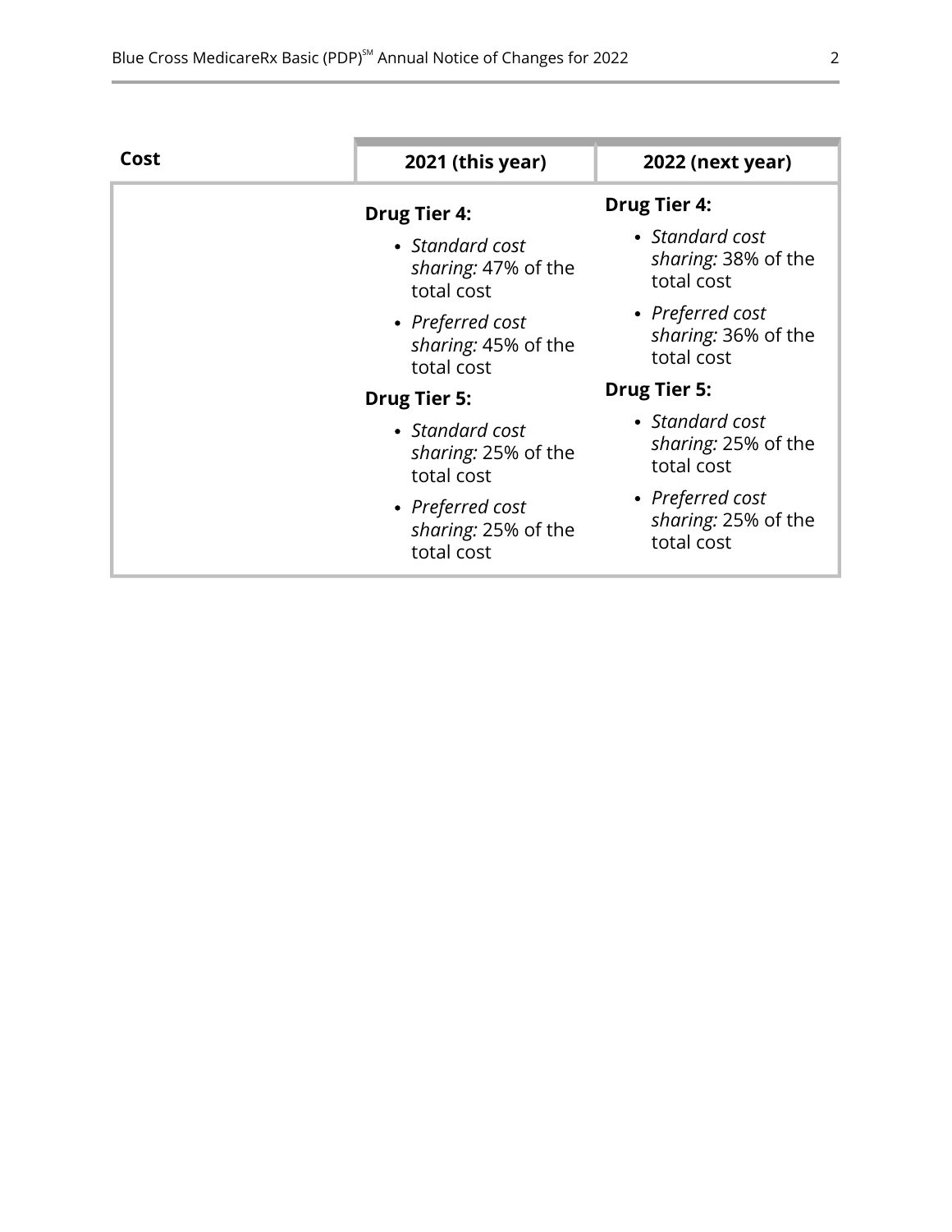| Cost | 2021 (this year) | 2022 (next year) |
|---|---|---|
| | **Drug Tier 4:**<br>• *Standard cost sharing:* 47% of the total cost<br>• *Preferred cost sharing:* 45% of the total cost<br>**Drug Tier 5:**<br>• *Standard cost sharing:* 25% of the total cost<br>• *Preferred cost sharing:* 25% of the total cost | **Drug Tier 4:**<br>• *Standard cost sharing:* 38% of the total cost<br>• *Preferred cost sharing:* 36% of the total cost<br>**Drug Tier 5:**<br>• *Standard cost sharing:* 25% of the total cost<br>• *Preferred cost sharing:* 25% of the total cost |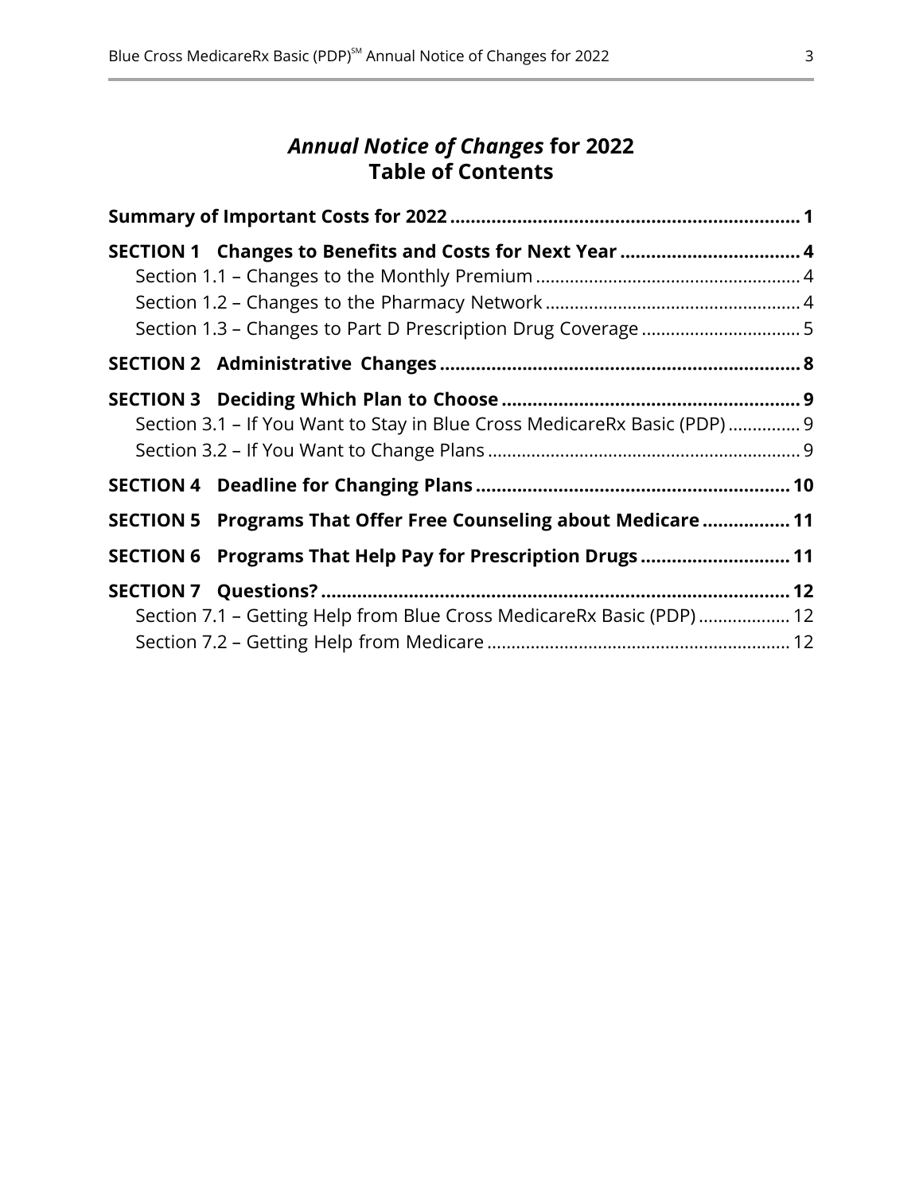# *Annual Notice of Changes* for 2022
# Table of Contents

**Summary of Important Costs for 2022 .................................................................... 1**

**SECTION 1 Changes to Benefits and Costs for Next Year ................................... 4**

Section 1.1 – Changes to the Monthly Premium ...................................................... 4

Section 1.2 – Changes to the Pharmacy Network .................................................... 4

Section 1.3 – Changes to Part D Prescription Drug Coverage ................................. 5

**SECTION 2 Administrative Changes ...................................................................... 8**

**SECTION 3 Deciding Which Plan to Choose .......................................................... 9**

Section 3.1 – If You Want to Stay in Blue Cross MedicareRx Basic (PDP) ............... 9

Section 3.2 – If You Want to Change Plans ................................................................ 9

**SECTION 4 Deadline for Changing Plans ............................................................. 10**

**SECTION 5 Programs That Offer Free Counseling about Medicare ................. 11**

**SECTION 6 Programs That Help Pay for Prescription Drugs ............................ 11**

**SECTION 7 Questions? .......................................................................................... 12**

Section 7.1 – Getting Help from Blue Cross MedicareRx Basic (PDP) ................... 12

Section 7.2 – Getting Help from Medicare .............................................................. 12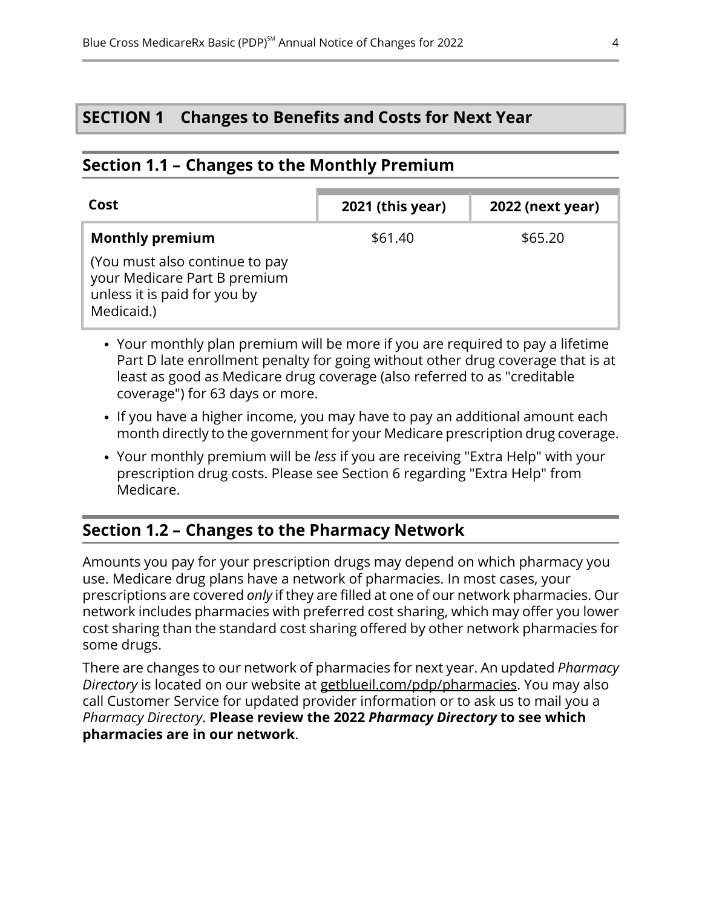# SECTION 1 Changes to Benefits and Costs for Next Year

## Section 1.1 – Changes to the Monthly Premium

| Cost | 2021 (this year) | 2022 (next year) |
|---|---|---|
| **Monthly premium**<br><br>(You must also continue to pay your Medicare Part B premium unless it is paid for you by Medicaid.) | $61.40 | $65.20 |

- Your monthly plan premium will be more if you are required to pay a lifetime Part D late enrollment penalty for going without other drug coverage that is at least as good as Medicare drug coverage (also referred to as "creditable coverage") for 63 days or more.
- If you have a higher income, you may have to pay an additional amount each month directly to the government for your Medicare prescription drug coverage.
- Your monthly premium will be *less* if you are receiving "Extra Help" with your prescription drug costs. Please see Section 6 regarding "Extra Help" from Medicare.

## Section 1.2 – Changes to the Pharmacy Network

Amounts you pay for your prescription drugs may depend on which pharmacy you use. Medicare drug plans have a network of pharmacies. In most cases, your prescriptions are covered *only* if they are filled at one of our network pharmacies. Our network includes pharmacies with preferred cost sharing, which may offer you lower cost sharing than the standard cost sharing offered by other network pharmacies for some drugs.

There are changes to our network of pharmacies for next year. An updated *Pharmacy Directory* is located on our website at getblueil.com/pdp/pharmacies. You may also call Customer Service for updated provider information or to ask us to mail you a *Pharmacy Directory*. **Please review the 2022 *Pharmacy Directory* to see which pharmacies are in our network**.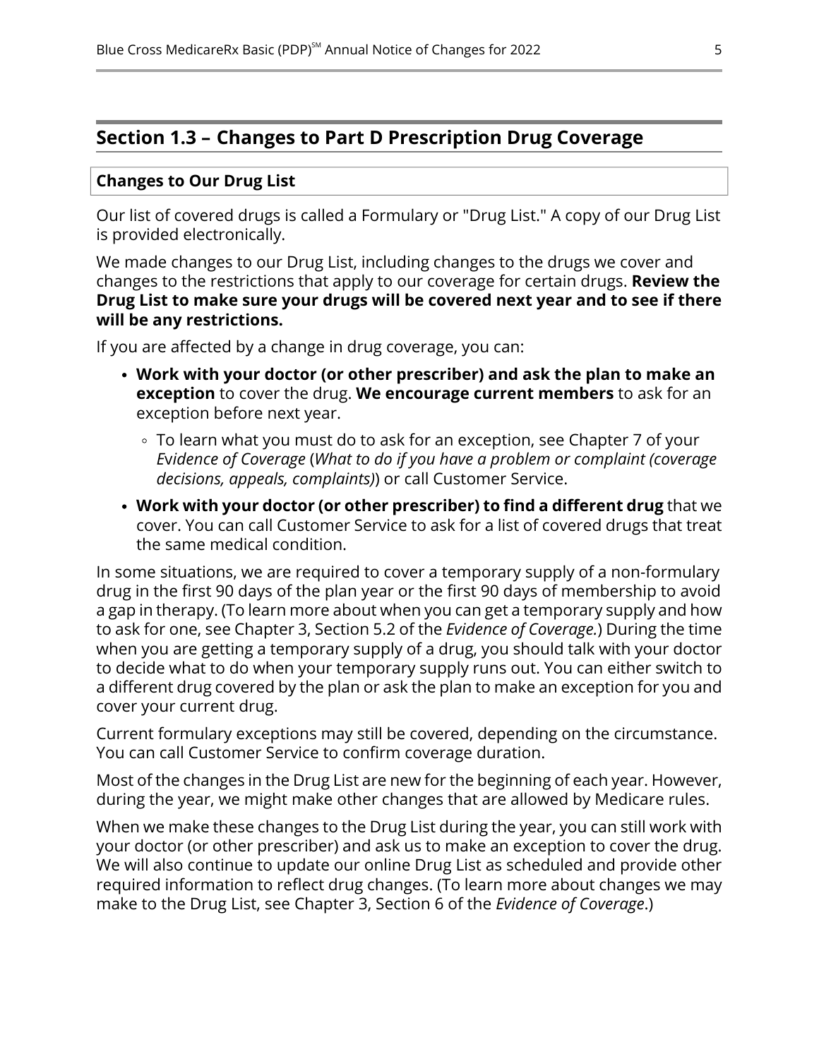## Section 1.3 – Changes to Part D Prescription Drug Coverage

### Changes to Our Drug List

Our list of covered drugs is called a Formulary or "Drug List." A copy of our Drug List is provided electronically.

We made changes to our Drug List, including changes to the drugs we cover and changes to the restrictions that apply to our coverage for certain drugs. **Review the Drug List to make sure your drugs will be covered next year and to see if there will be any restrictions.**

If you are affected by a change in drug coverage, you can:

- **Work with your doctor (or other prescriber) and ask the plan to make an exception** to cover the drug. **We encourage current members** to ask for an exception before next year.
  - To learn what you must do to ask for an exception, see Chapter 7 of your *Evidence of Coverage* (*What to do if you have a problem or complaint (coverage decisions, appeals, complaints)*) or call Customer Service.
- **Work with your doctor (or other prescriber) to find a different drug** that we cover. You can call Customer Service to ask for a list of covered drugs that treat the same medical condition.

In some situations, we are required to cover a temporary supply of a non-formulary drug in the first 90 days of the plan year or the first 90 days of membership to avoid a gap in therapy. (To learn more about when you can get a temporary supply and how to ask for one, see Chapter 3, Section 5.2 of the *Evidence of Coverage.*) During the time when you are getting a temporary supply of a drug, you should talk with your doctor to decide what to do when your temporary supply runs out. You can either switch to a different drug covered by the plan or ask the plan to make an exception for you and cover your current drug.

Current formulary exceptions may still be covered, depending on the circumstance. You can call Customer Service to confirm coverage duration.

Most of the changes in the Drug List are new for the beginning of each year. However, during the year, we might make other changes that are allowed by Medicare rules.

When we make these changes to the Drug List during the year, you can still work with your doctor (or other prescriber) and ask us to make an exception to cover the drug. We will also continue to update our online Drug List as scheduled and provide other required information to reflect drug changes. (To learn more about changes we may make to the Drug List, see Chapter 3, Section 6 of the *Evidence of Coverage*.)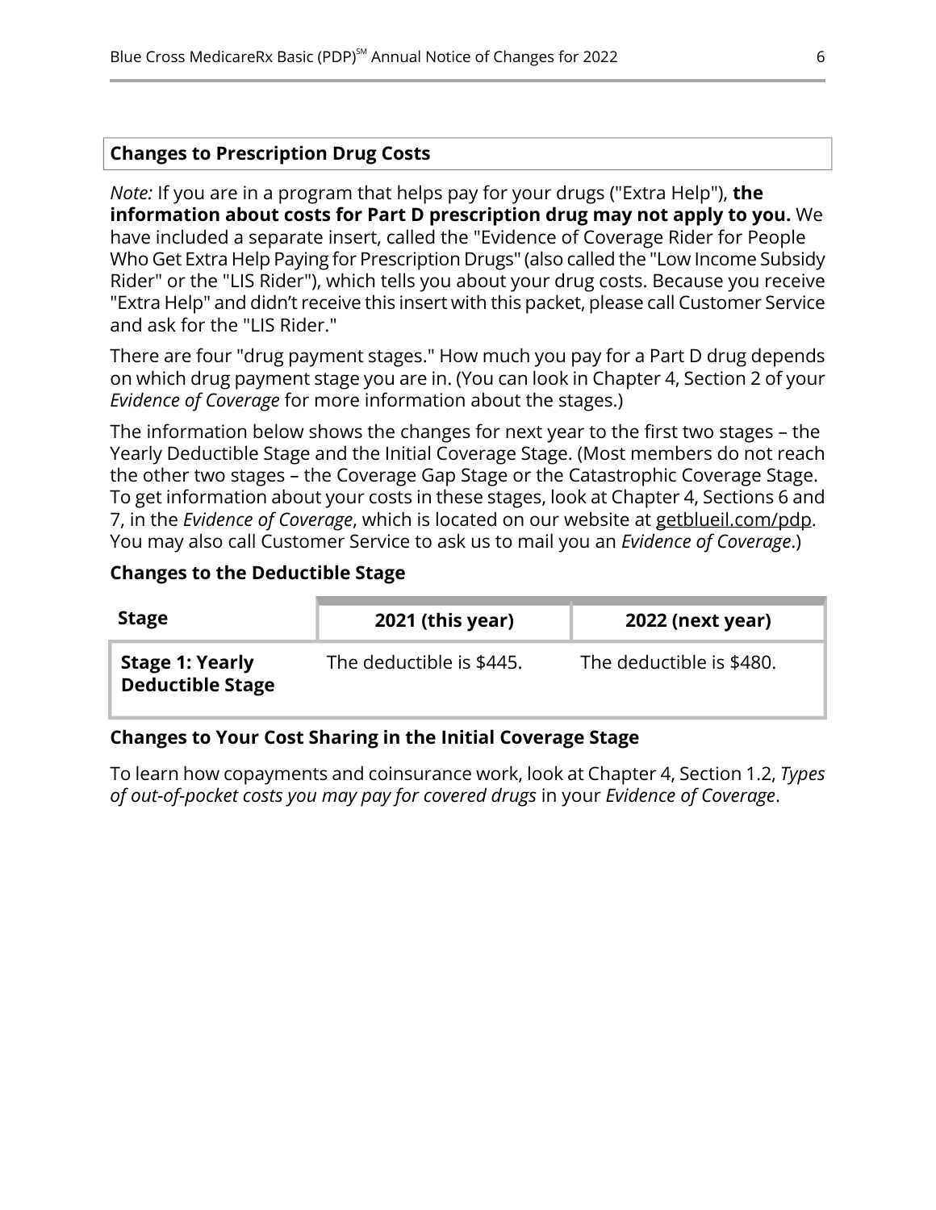## Changes to Prescription Drug Costs

*Note:* If you are in a program that helps pay for your drugs ("Extra Help"), **the information about costs for Part D prescription drug may not apply to you.** We have included a separate insert, called the "Evidence of Coverage Rider for People Who Get Extra Help Paying for Prescription Drugs" (also called the "Low Income Subsidy Rider" or the "LIS Rider"), which tells you about your drug costs. Because you receive "Extra Help" and didn't receive this insert with this packet, please call Customer Service and ask for the "LIS Rider."

There are four "drug payment stages." How much you pay for a Part D drug depends on which drug payment stage you are in. (You can look in Chapter 4, Section 2 of your *Evidence of Coverage* for more information about the stages.)

The information below shows the changes for next year to the first two stages – the Yearly Deductible Stage and the Initial Coverage Stage. (Most members do not reach the other two stages – the Coverage Gap Stage or the Catastrophic Coverage Stage. To get information about your costs in these stages, look at Chapter 4, Sections 6 and 7, in the *Evidence of Coverage*, which is located on our website at getblueil.com/pdp. You may also call Customer Service to ask us to mail you an *Evidence of Coverage*.)

### Changes to the Deductible Stage

| Stage | 2021 (this year) | 2022 (next year) |
|---|---|---|
| **Stage 1: Yearly Deductible Stage** | The deductible is $445. | The deductible is $480. |

### Changes to Your Cost Sharing in the Initial Coverage Stage

To learn how copayments and coinsurance work, look at Chapter 4, Section 1.2, *Types of out-of-pocket costs you may pay for covered drugs* in your *Evidence of Coverage*.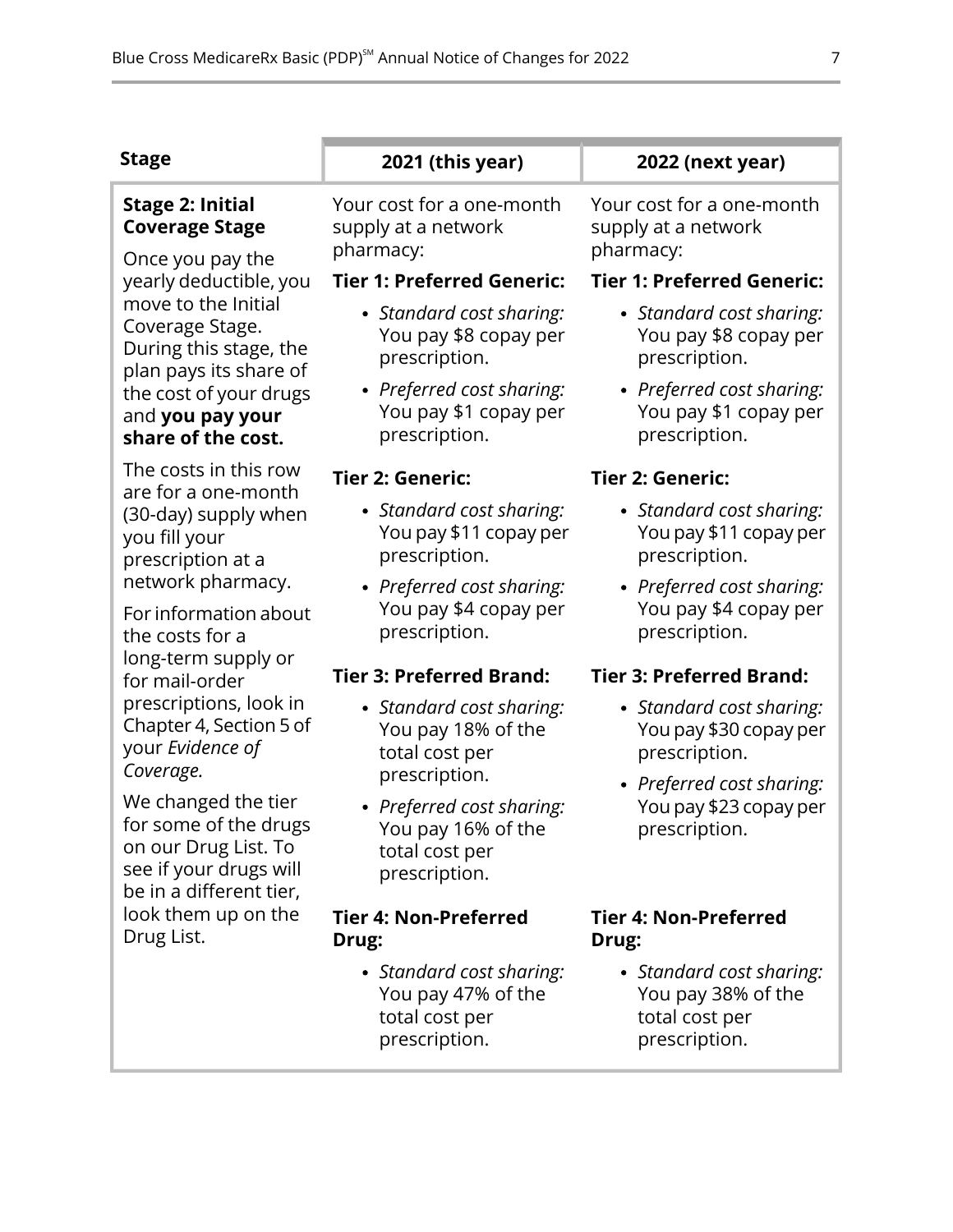| Stage | 2021 (this year) | 2022 (next year) |
|---|---|---|
| **Stage 2: Initial Coverage Stage**<br><br>Once you pay the yearly deductible, you move to the Initial Coverage Stage. During this stage, the plan pays its share of the cost of your drugs and **you pay your share of the cost.**<br><br>The costs in this row are for a one-month (30-day) supply when you fill your prescription at a network pharmacy.<br><br>For information about the costs for a long-term supply or for mail-order prescriptions, look in Chapter 4, Section 5 of your *Evidence of Coverage.*<br><br>We changed the tier for some of the drugs on our Drug List. To see if your drugs will be in a different tier, look them up on the Drug List. | Your cost for a one-month supply at a network pharmacy:<br><br>**Tier 1: Preferred Generic:**<br>• *Standard cost sharing:* You pay $8 copay per prescription.<br>• *Preferred cost sharing:* You pay $1 copay per prescription.<br><br>**Tier 2: Generic:**<br>• *Standard cost sharing:* You pay $11 copay per prescription.<br>• *Preferred cost sharing:* You pay $4 copay per prescription.<br><br>**Tier 3: Preferred Brand:**<br>• *Standard cost sharing:* You pay 18% of the total cost per prescription.<br>• *Preferred cost sharing:* You pay 16% of the total cost per prescription.<br><br>**Tier 4: Non-Preferred Drug:**<br>• *Standard cost sharing:* You pay 47% of the total cost per prescription. | Your cost for a one-month supply at a network pharmacy:<br><br>**Tier 1: Preferred Generic:**<br>• *Standard cost sharing:* You pay $8 copay per prescription.<br>• *Preferred cost sharing:* You pay $1 copay per prescription.<br><br>**Tier 2: Generic:**<br>• *Standard cost sharing:* You pay $11 copay per prescription.<br>• *Preferred cost sharing:* You pay $4 copay per prescription.<br><br>**Tier 3: Preferred Brand:**<br>• *Standard cost sharing:* You pay $30 copay per prescription.<br>• *Preferred cost sharing:* You pay $23 copay per prescription.<br><br>**Tier 4: Non-Preferred Drug:**<br>• *Standard cost sharing:* You pay 38% of the total cost per prescription. |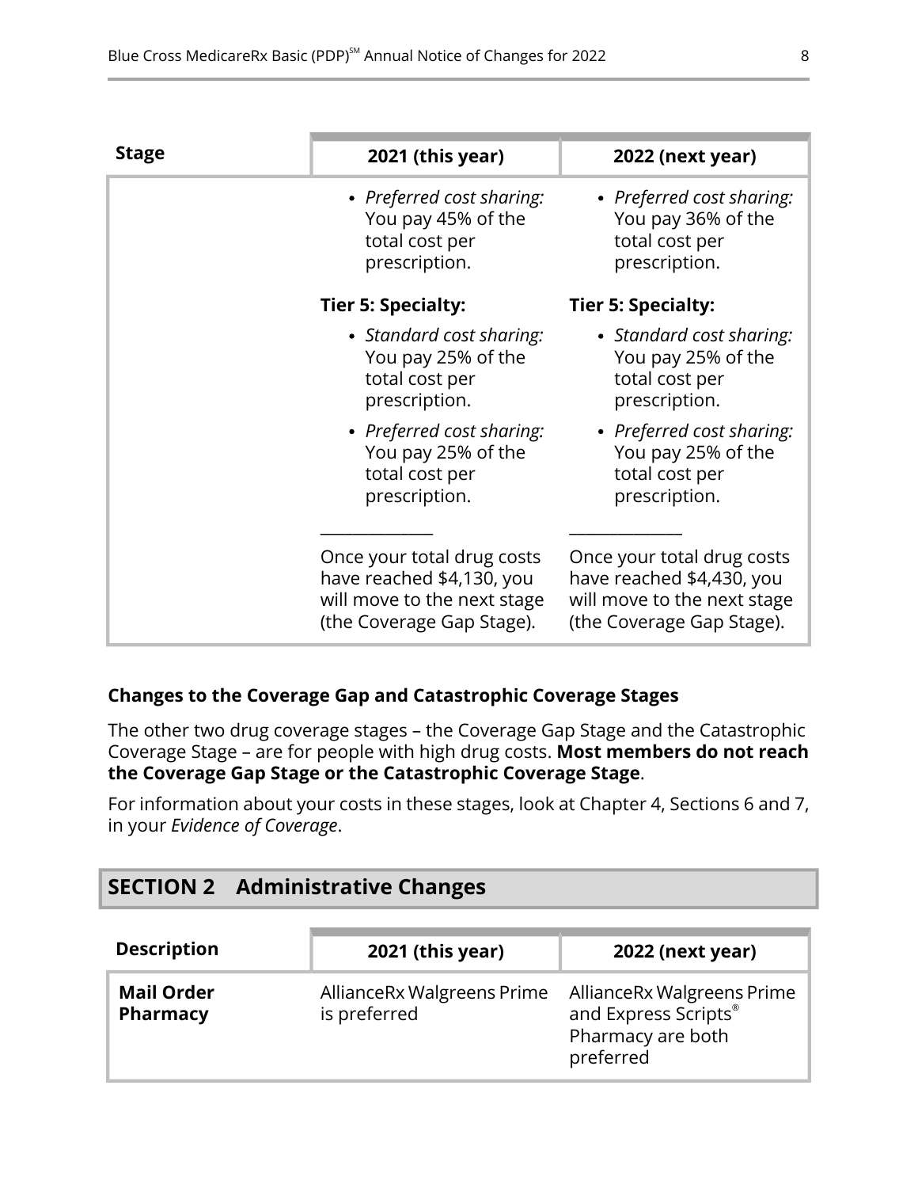| Stage | 2021 (this year) | 2022 (next year) |
|---|---|---|
| | • *Preferred cost sharing:* You pay 45% of the total cost per prescription. | • *Preferred cost sharing:* You pay 36% of the total cost per prescription. |
| | **Tier 5: Specialty:** | **Tier 5: Specialty:** |
| | • *Standard cost sharing:* You pay 25% of the total cost per prescription. | • *Standard cost sharing:* You pay 25% of the total cost per prescription. |
| | • *Preferred cost sharing:* You pay 25% of the total cost per prescription. | • *Preferred cost sharing:* You pay 25% of the total cost per prescription. |
| | Once your total drug costs have reached $4,130, you will move to the next stage (the Coverage Gap Stage). | Once your total drug costs have reached $4,430, you will move to the next stage (the Coverage Gap Stage). |

**Changes to the Coverage Gap and Catastrophic Coverage Stages**

The other two drug coverage stages – the Coverage Gap Stage and the Catastrophic Coverage Stage – are for people with high drug costs. **Most members do not reach the Coverage Gap Stage or the Catastrophic Coverage Stage**.

For information about your costs in these stages, look at Chapter 4, Sections 6 and 7, in your *Evidence of Coverage*.

## SECTION 2 Administrative Changes

| Description | 2021 (this year) | 2022 (next year) |
|---|---|---|
| **Mail Order Pharmacy** | AllianceRx Walgreens Prime is preferred | AllianceRx Walgreens Prime and Express Scripts® Pharmacy are both preferred |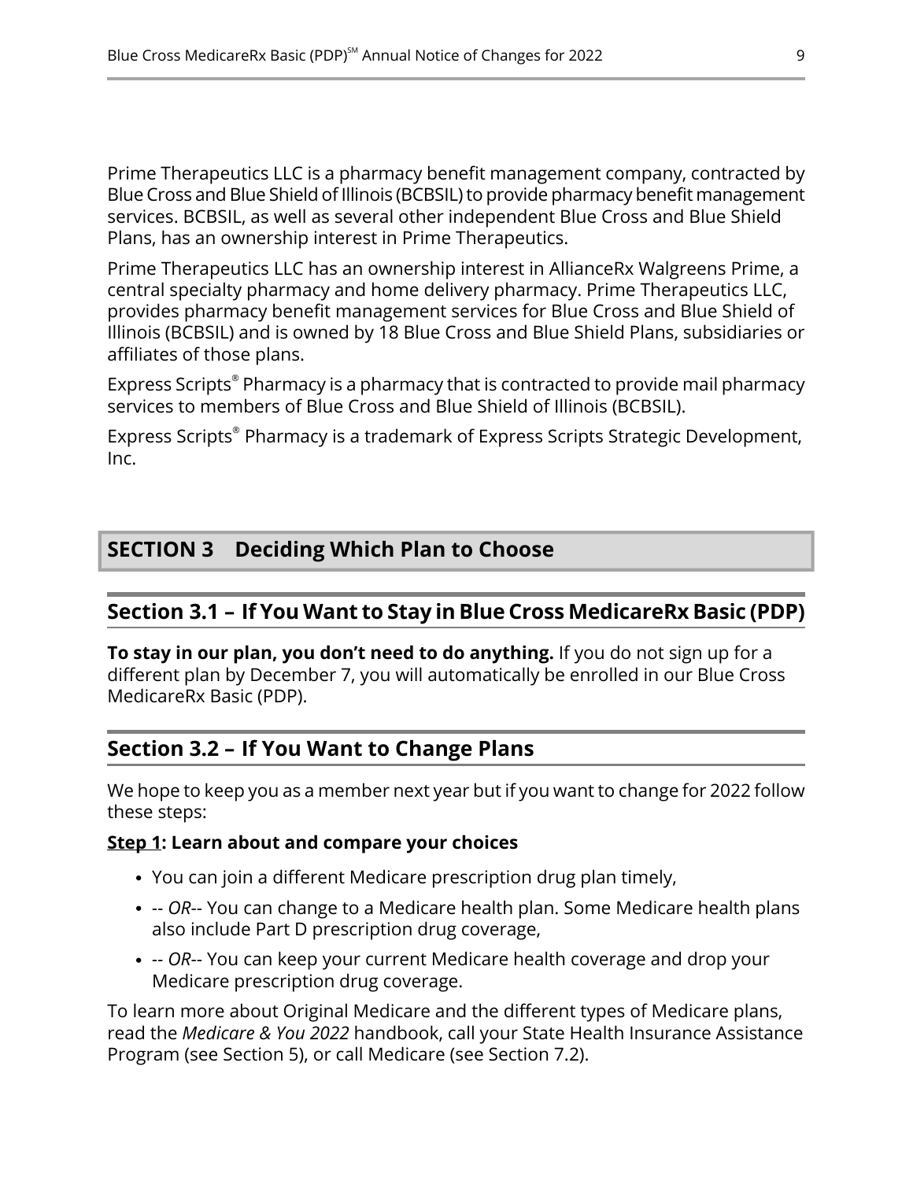Prime Therapeutics LLC is a pharmacy benefit management company, contracted by Blue Cross and Blue Shield of Illinois (BCBSIL) to provide pharmacy benefit management services. BCBSIL, as well as several other independent Blue Cross and Blue Shield Plans, has an ownership interest in Prime Therapeutics.

Prime Therapeutics LLC has an ownership interest in AllianceRx Walgreens Prime, a central specialty pharmacy and home delivery pharmacy. Prime Therapeutics LLC, provides pharmacy benefit management services for Blue Cross and Blue Shield of Illinois (BCBSIL) and is owned by 18 Blue Cross and Blue Shield Plans, subsidiaries or affiliates of those plans.

Express Scripts® Pharmacy is a pharmacy that is contracted to provide mail pharmacy services to members of Blue Cross and Blue Shield of Illinois (BCBSIL).

Express Scripts® Pharmacy is a trademark of Express Scripts Strategic Development, Inc.

# SECTION 3 Deciding Which Plan to Choose

## Section 3.1 – If You Want to Stay in Blue Cross MedicareRx Basic (PDP)

**To stay in our plan, you don't need to do anything.** If you do not sign up for a different plan by December 7, you will automatically be enrolled in our Blue Cross MedicareRx Basic (PDP).

## Section 3.2 – If You Want to Change Plans

We hope to keep you as a member next year but if you want to change for 2022 follow these steps:

**<u>Step 1</u>: Learn about and compare your choices**

- You can join a different Medicare prescription drug plan timely,
- -- *OR*-- You can change to a Medicare health plan. Some Medicare health plans also include Part D prescription drug coverage,
- -- *OR*-- You can keep your current Medicare health coverage and drop your Medicare prescription drug coverage.

To learn more about Original Medicare and the different types of Medicare plans, read the *Medicare & You 2022* handbook, call your State Health Insurance Assistance Program (see Section 5), or call Medicare (see Section 7.2).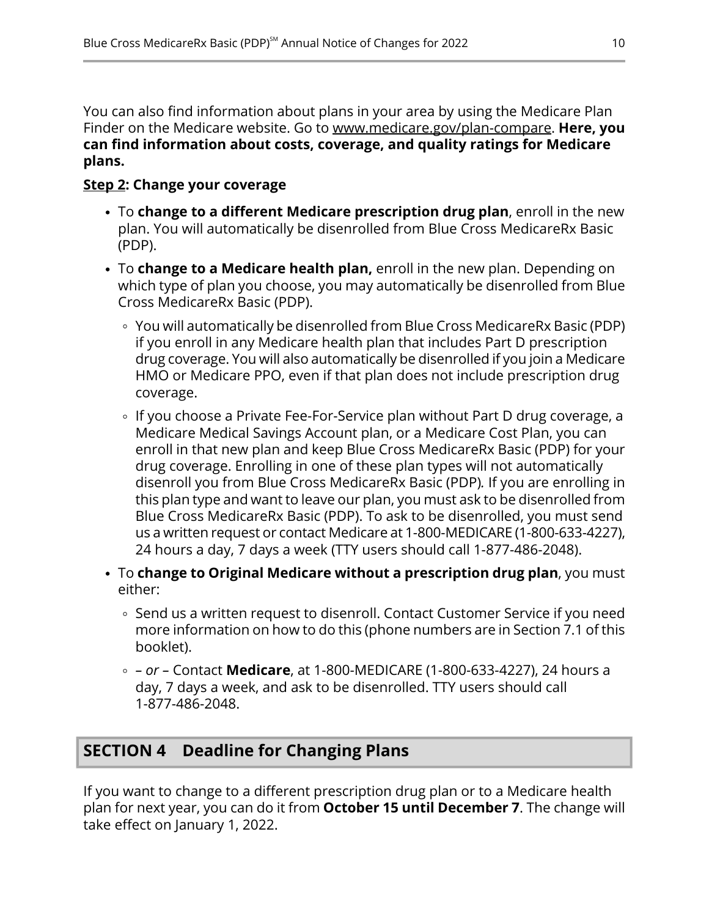You can also find information about plans in your area by using the Medicare Plan Finder on the Medicare website. Go to www.medicare.gov/plan-compare. **Here, you can find information about costs, coverage, and quality ratings for Medicare plans.**

**Step 2: Change your coverage**

- To **change to a different Medicare prescription drug plan**, enroll in the new plan. You will automatically be disenrolled from Blue Cross MedicareRx Basic (PDP).
- To **change to a Medicare health plan,** enroll in the new plan. Depending on which type of plan you choose, you may automatically be disenrolled from Blue Cross MedicareRx Basic (PDP).
  - You will automatically be disenrolled from Blue Cross MedicareRx Basic (PDP) if you enroll in any Medicare health plan that includes Part D prescription drug coverage. You will also automatically be disenrolled if you join a Medicare HMO or Medicare PPO, even if that plan does not include prescription drug coverage.
  - If you choose a Private Fee-For-Service plan without Part D drug coverage, a Medicare Medical Savings Account plan, or a Medicare Cost Plan, you can enroll in that new plan and keep Blue Cross MedicareRx Basic (PDP) for your drug coverage. Enrolling in one of these plan types will not automatically disenroll you from Blue Cross MedicareRx Basic (PDP). If you are enrolling in this plan type and want to leave our plan, you must ask to be disenrolled from Blue Cross MedicareRx Basic (PDP). To ask to be disenrolled, you must send us a written request or contact Medicare at 1-800-MEDICARE (1-800-633-4227), 24 hours a day, 7 days a week (TTY users should call 1-877-486-2048).
- To **change to Original Medicare without a prescription drug plan**, you must either:
  - Send us a written request to disenroll. Contact Customer Service if you need more information on how to do this (phone numbers are in Section 7.1 of this booklet).
  - – *or* – Contact **Medicare**, at 1-800-MEDICARE (1-800-633-4227), 24 hours a day, 7 days a week, and ask to be disenrolled. TTY users should call 1-877-486-2048.

## SECTION 4 Deadline for Changing Plans

If you want to change to a different prescription drug plan or to a Medicare health plan for next year, you can do it from **October 15 until December 7**. The change will take effect on January 1, 2022.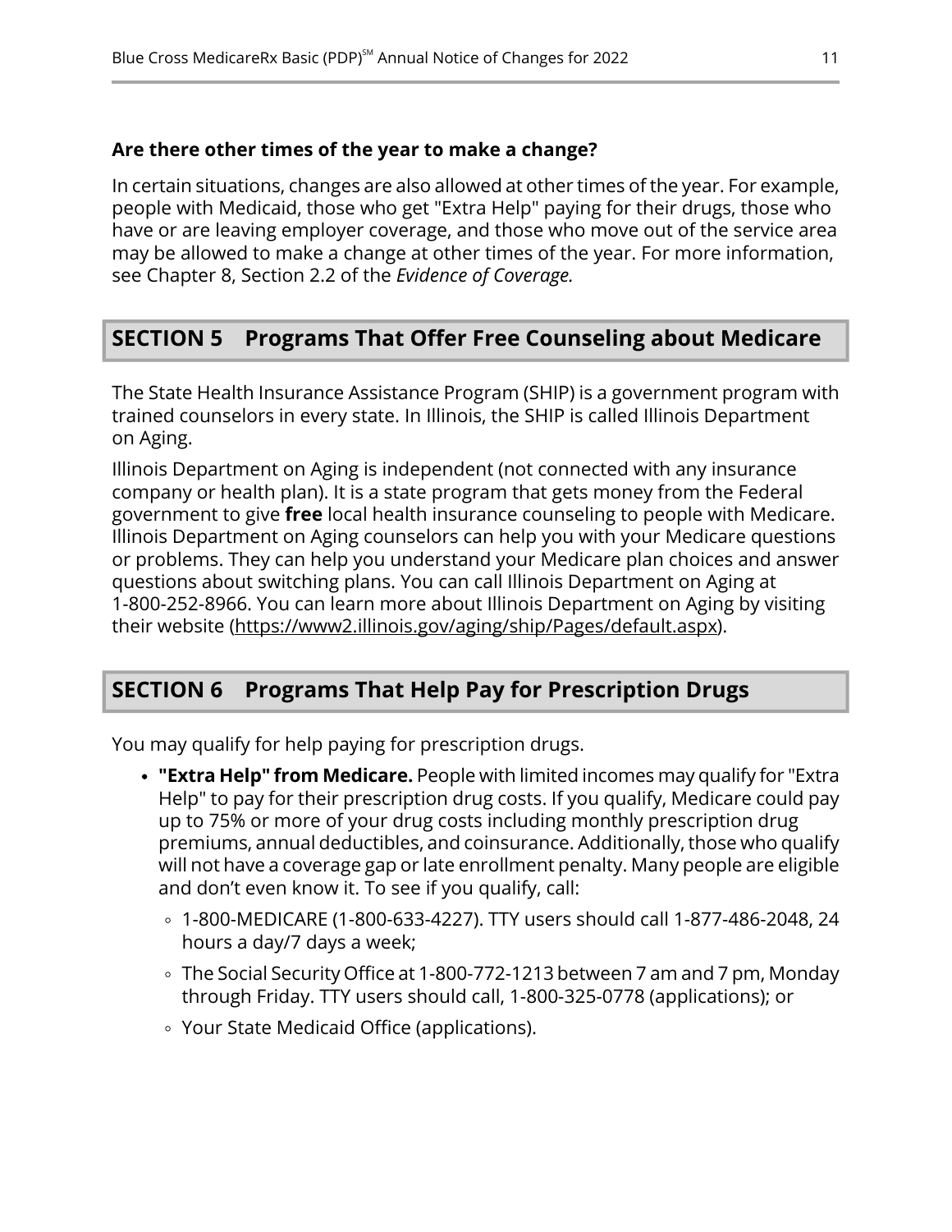**Are there other times of the year to make a change?**

In certain situations, changes are also allowed at other times of the year. For example, people with Medicaid, those who get "Extra Help" paying for their drugs, those who have or are leaving employer coverage, and those who move out of the service area may be allowed to make a change at other times of the year. For more information, see Chapter 8, Section 2.2 of the *Evidence of Coverage.*

## SECTION 5 Programs That Offer Free Counseling about Medicare

The State Health Insurance Assistance Program (SHIP) is a government program with trained counselors in every state. In Illinois, the SHIP is called Illinois Department on Aging.

Illinois Department on Aging is independent (not connected with any insurance company or health plan). It is a state program that gets money from the Federal government to give **free** local health insurance counseling to people with Medicare. Illinois Department on Aging counselors can help you with your Medicare questions or problems. They can help you understand your Medicare plan choices and answer questions about switching plans. You can call Illinois Department on Aging at 1-800-252-8966. You can learn more about Illinois Department on Aging by visiting their website (https://www2.illinois.gov/aging/ship/Pages/default.aspx).

## SECTION 6 Programs That Help Pay for Prescription Drugs

You may qualify for help paying for prescription drugs.

- **"Extra Help" from Medicare.** People with limited incomes may qualify for "Extra Help" to pay for their prescription drug costs. If you qualify, Medicare could pay up to 75% or more of your drug costs including monthly prescription drug premiums, annual deductibles, and coinsurance. Additionally, those who qualify will not have a coverage gap or late enrollment penalty. Many people are eligible and don't even know it. To see if you qualify, call:
  - 1-800-MEDICARE (1-800-633-4227). TTY users should call 1-877-486-2048, 24 hours a day/7 days a week;
  - The Social Security Office at 1-800-772-1213 between 7 am and 7 pm, Monday through Friday. TTY users should call, 1-800-325-0778 (applications); or
  - Your State Medicaid Office (applications).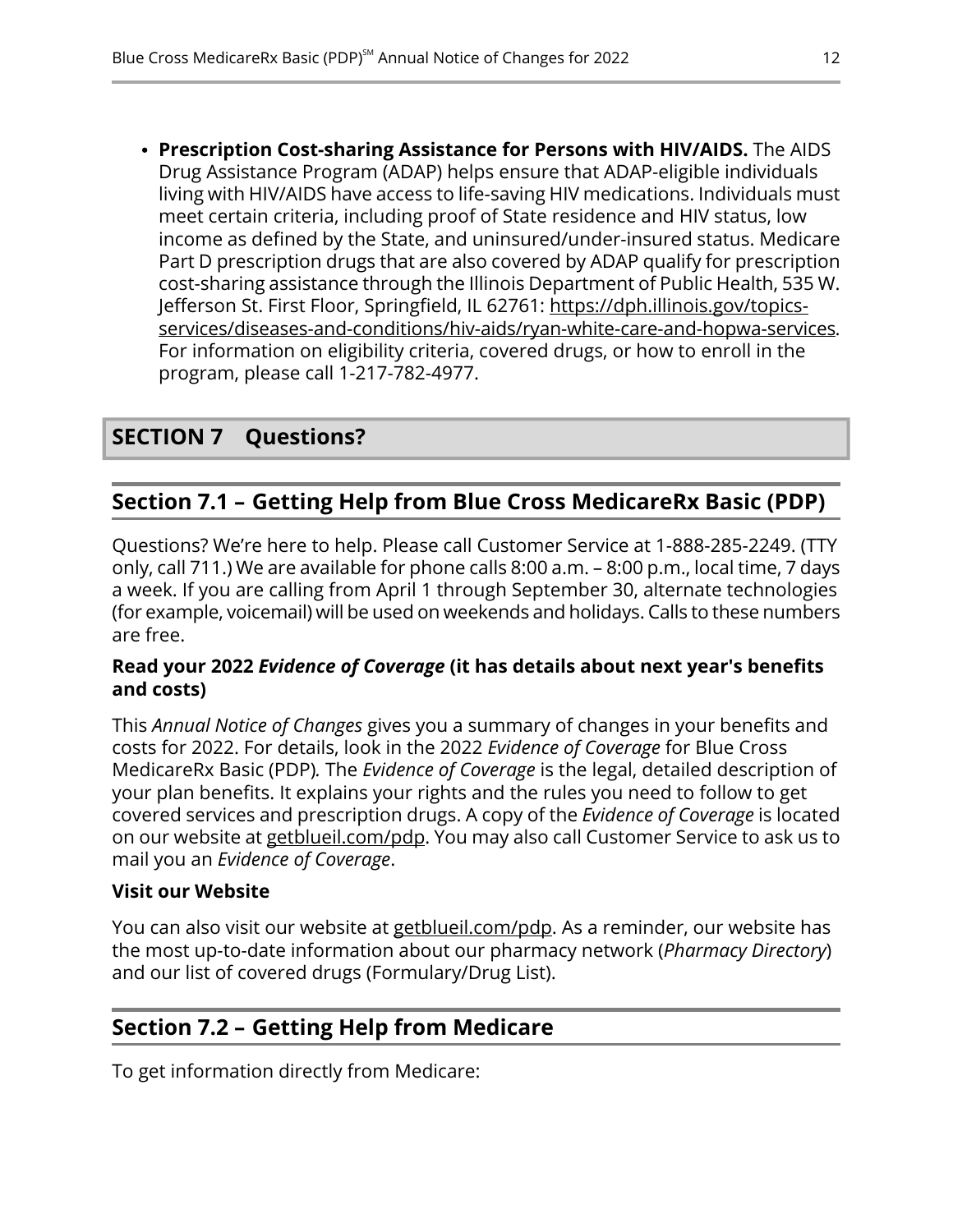- **Prescription Cost-sharing Assistance for Persons with HIV/AIDS.** The AIDS Drug Assistance Program (ADAP) helps ensure that ADAP-eligible individuals living with HIV/AIDS have access to life-saving HIV medications. Individuals must meet certain criteria, including proof of State residence and HIV status, low income as defined by the State, and uninsured/under-insured status. Medicare Part D prescription drugs that are also covered by ADAP qualify for prescription cost-sharing assistance through the Illinois Department of Public Health, 535 W. Jefferson St. First Floor, Springfield, IL 62761: https://dph.illinois.gov/topics-services/diseases-and-conditions/hiv-aids/ryan-white-care-and-hopwa-services. For information on eligibility criteria, covered drugs, or how to enroll in the program, please call 1-217-782-4977.

# SECTION 7 Questions?

## Section 7.1 – Getting Help from Blue Cross MedicareRx Basic (PDP)

Questions? We're here to help. Please call Customer Service at 1-888-285-2249. (TTY only, call 711.) We are available for phone calls 8:00 a.m. – 8:00 p.m., local time, 7 days a week. If you are calling from April 1 through September 30, alternate technologies (for example, voicemail) will be used on weekends and holidays. Calls to these numbers are free.

**Read your 2022 *Evidence of Coverage* (it has details about next year's benefits and costs)**

This *Annual Notice of Changes* gives you a summary of changes in your benefits and costs for 2022. For details, look in the 2022 *Evidence of Coverage* for Blue Cross MedicareRx Basic (PDP)*.* The *Evidence of Coverage* is the legal, detailed description of your plan benefits. It explains your rights and the rules you need to follow to get covered services and prescription drugs. A copy of the *Evidence of Coverage* is located on our website at getblueil.com/pdp. You may also call Customer Service to ask us to mail you an *Evidence of Coverage*.

**Visit our Website**

You can also visit our website at getblueil.com/pdp. As a reminder, our website has the most up-to-date information about our pharmacy network (*Pharmacy Directory*) and our list of covered drugs (Formulary/Drug List).

## Section 7.2 – Getting Help from Medicare

To get information directly from Medicare: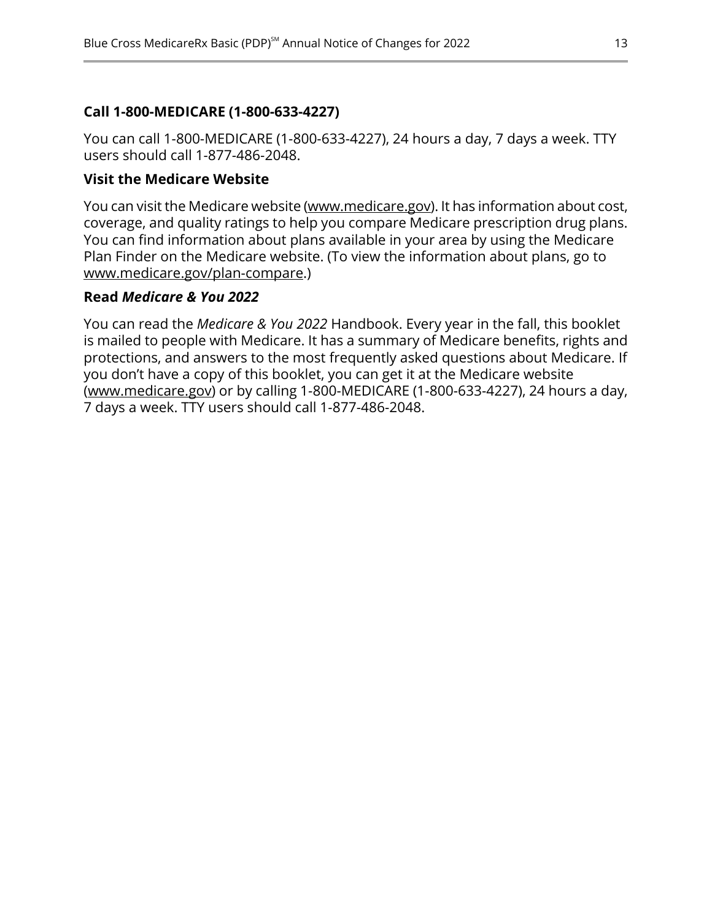### Call 1-800-MEDICARE (1-800-633-4227)

You can call 1-800-MEDICARE (1-800-633-4227), 24 hours a day, 7 days a week. TTY users should call 1-877-486-2048.

### Visit the Medicare Website

You can visit the Medicare website (www.medicare.gov). It has information about cost, coverage, and quality ratings to help you compare Medicare prescription drug plans. You can find information about plans available in your area by using the Medicare Plan Finder on the Medicare website. (To view the information about plans, go to www.medicare.gov/plan-compare.)

### Read *Medicare & You 2022*

You can read the *Medicare & You 2022* Handbook. Every year in the fall, this booklet is mailed to people with Medicare. It has a summary of Medicare benefits, rights and protections, and answers to the most frequently asked questions about Medicare. If you don't have a copy of this booklet, you can get it at the Medicare website (www.medicare.gov) or by calling 1-800-MEDICARE (1-800-633-4227), 24 hours a day, 7 days a week. TTY users should call 1-877-486-2048.